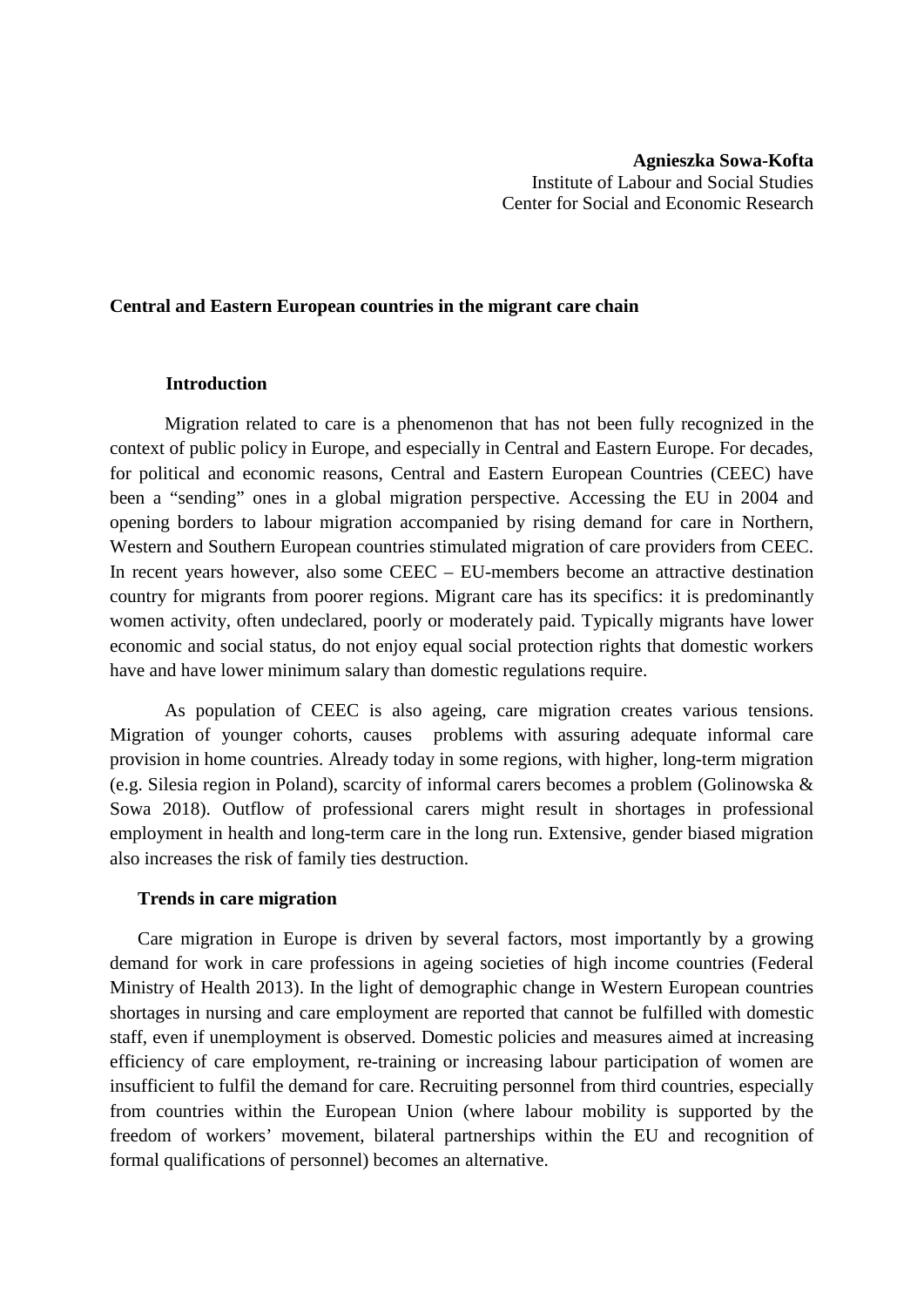**Agnieszka Sowa-Kofta**
Institute of Labour and Social Studies
Center for Social and Economic Research

# Central and Eastern European countries in the migrant care chain

## Introduction

Migration related to care is a phenomenon that has not been fully recognized in the context of public policy in Europe, and especially in Central and Eastern Europe. For decades, for political and economic reasons, Central and Eastern European Countries (CEEC) have been a "sending" ones in a global migration perspective. Accessing the EU in 2004 and opening borders to labour migration accompanied by rising demand for care in Northern, Western and Southern European countries stimulated migration of care providers from CEEC. In recent years however, also some CEEC – EU-members become an attractive destination country for migrants from poorer regions. Migrant care has its specifics: it is predominantly women activity, often undeclared, poorly or moderately paid. Typically migrants have lower economic and social status, do not enjoy equal social protection rights that domestic workers have and have lower minimum salary than domestic regulations require.

As population of CEEC is also ageing, care migration creates various tensions. Migration of younger cohorts, causes problems with assuring adequate informal care provision in home countries. Already today in some regions, with higher, long-term migration (e.g. Silesia region in Poland), scarcity of informal carers becomes a problem (Golinowska & Sowa 2018). Outflow of professional carers might result in shortages in professional employment in health and long-term care in the long run. Extensive, gender biased migration also increases the risk of family ties destruction.

## Trends in care migration

Care migration in Europe is driven by several factors, most importantly by a growing demand for work in care professions in ageing societies of high income countries (Federal Ministry of Health 2013). In the light of demographic change in Western European countries shortages in nursing and care employment are reported that cannot be fulfilled with domestic staff, even if unemployment is observed. Domestic policies and measures aimed at increasing efficiency of care employment, re-training or increasing labour participation of women are insufficient to fulfil the demand for care. Recruiting personnel from third countries, especially from countries within the European Union (where labour mobility is supported by the freedom of workers' movement, bilateral partnerships within the EU and recognition of formal qualifications of personnel) becomes an alternative.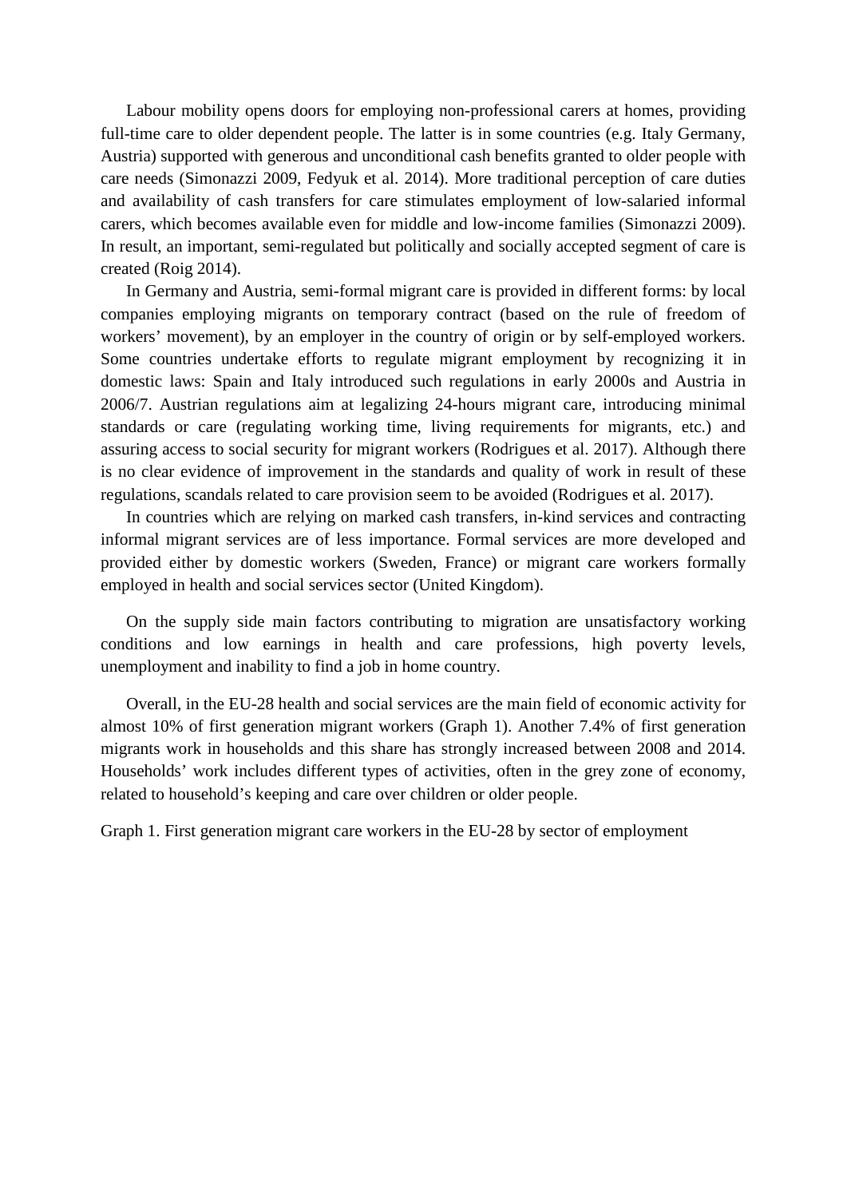Labour mobility opens doors for employing non-professional carers at homes, providing full-time care to older dependent people. The latter is in some countries (e.g. Italy Germany, Austria) supported with generous and unconditional cash benefits granted to older people with care needs (Simonazzi 2009, Fedyuk et al. 2014). More traditional perception of care duties and availability of cash transfers for care stimulates employment of low-salaried informal carers, which becomes available even for middle and low-income families (Simonazzi 2009). In result, an important, semi-regulated but politically and socially accepted segment of care is created (Roig 2014).

In Germany and Austria, semi-formal migrant care is provided in different forms: by local companies employing migrants on temporary contract (based on the rule of freedom of workers' movement), by an employer in the country of origin or by self-employed workers. Some countries undertake efforts to regulate migrant employment by recognizing it in domestic laws: Spain and Italy introduced such regulations in early 2000s and Austria in 2006/7. Austrian regulations aim at legalizing 24-hours migrant care, introducing minimal standards or care (regulating working time, living requirements for migrants, etc.) and assuring access to social security for migrant workers (Rodrigues et al. 2017). Although there is no clear evidence of improvement in the standards and quality of work in result of these regulations, scandals related to care provision seem to be avoided (Rodrigues et al. 2017).

In countries which are relying on marked cash transfers, in-kind services and contracting informal migrant services are of less importance. Formal services are more developed and provided either by domestic workers (Sweden, France) or migrant care workers formally employed in health and social services sector (United Kingdom).

On the supply side main factors contributing to migration are unsatisfactory working conditions and low earnings in health and care professions, high poverty levels, unemployment and inability to find a job in home country.

Overall, in the EU-28 health and social services are the main field of economic activity for almost 10% of first generation migrant workers (Graph 1). Another 7.4% of first generation migrants work in households and this share has strongly increased between 2008 and 2014. Households' work includes different types of activities, often in the grey zone of economy, related to household's keeping and care over children or older people.

Graph 1. First generation migrant care workers in the EU-28 by sector of employment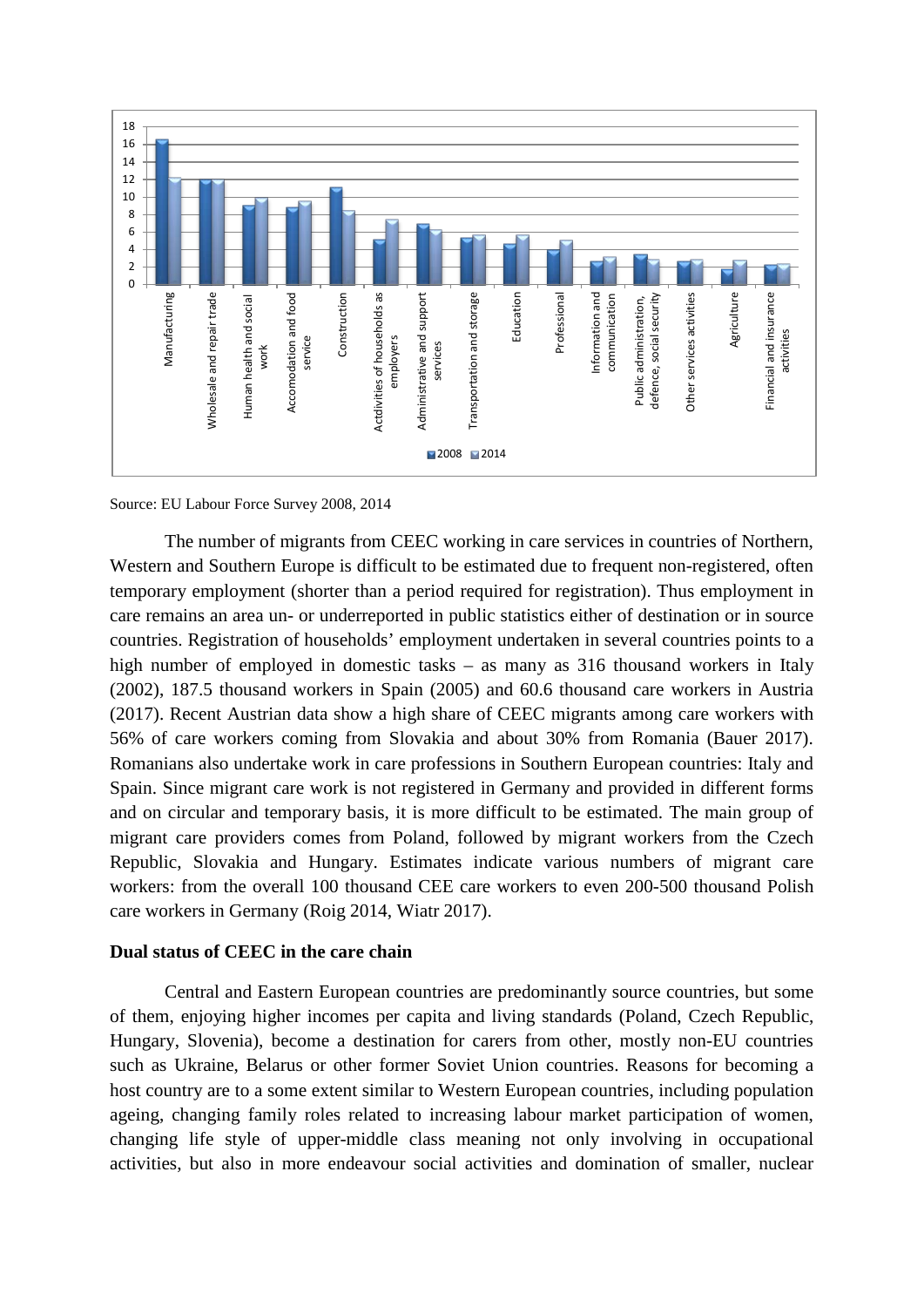Source: EU Labour Force Survey 2008, 2014

The number of migrants from CEEC working in care services in countries of Northern, Western and Southern Europe is difficult to be estimated due to frequent non-registered, often temporary employment (shorter than a period required for registration). Thus employment in care remains an area un- or underreported in public statistics either of destination or in source countries. Registration of households' employment undertaken in several countries points to a high number of employed in domestic tasks – as many as 316 thousand workers in Italy (2002), 187.5 thousand workers in Spain (2005) and 60.6 thousand care workers in Austria (2017). Recent Austrian data show a high share of CEEC migrants among care workers with 56% of care workers coming from Slovakia and about 30% from Romania (Bauer 2017). Romanians also undertake work in care professions in Southern European countries: Italy and Spain. Since migrant care work is not registered in Germany and provided in different forms and on circular and temporary basis, it is more difficult to be estimated. The main group of migrant care providers comes from Poland, followed by migrant workers from the Czech Republic, Slovakia and Hungary. Estimates indicate various numbers of migrant care workers: from the overall 100 thousand CEE care workers to even 200-500 thousand Polish care workers in Germany (Roig 2014, Wiatr 2017).

**Dual status of CEEC in the care chain**

Central and Eastern European countries are predominantly source countries, but some of them, enjoying higher incomes per capita and living standards (Poland, Czech Republic, Hungary, Slovenia), become a destination for carers from other, mostly non-EU countries such as Ukraine, Belarus or other former Soviet Union countries. Reasons for becoming a host country are to a some extent similar to Western European countries, including population ageing, changing family roles related to increasing labour market participation of women, changing life style of upper-middle class meaning not only involving in occupational activities, but also in more endeavour social activities and domination of smaller, nuclear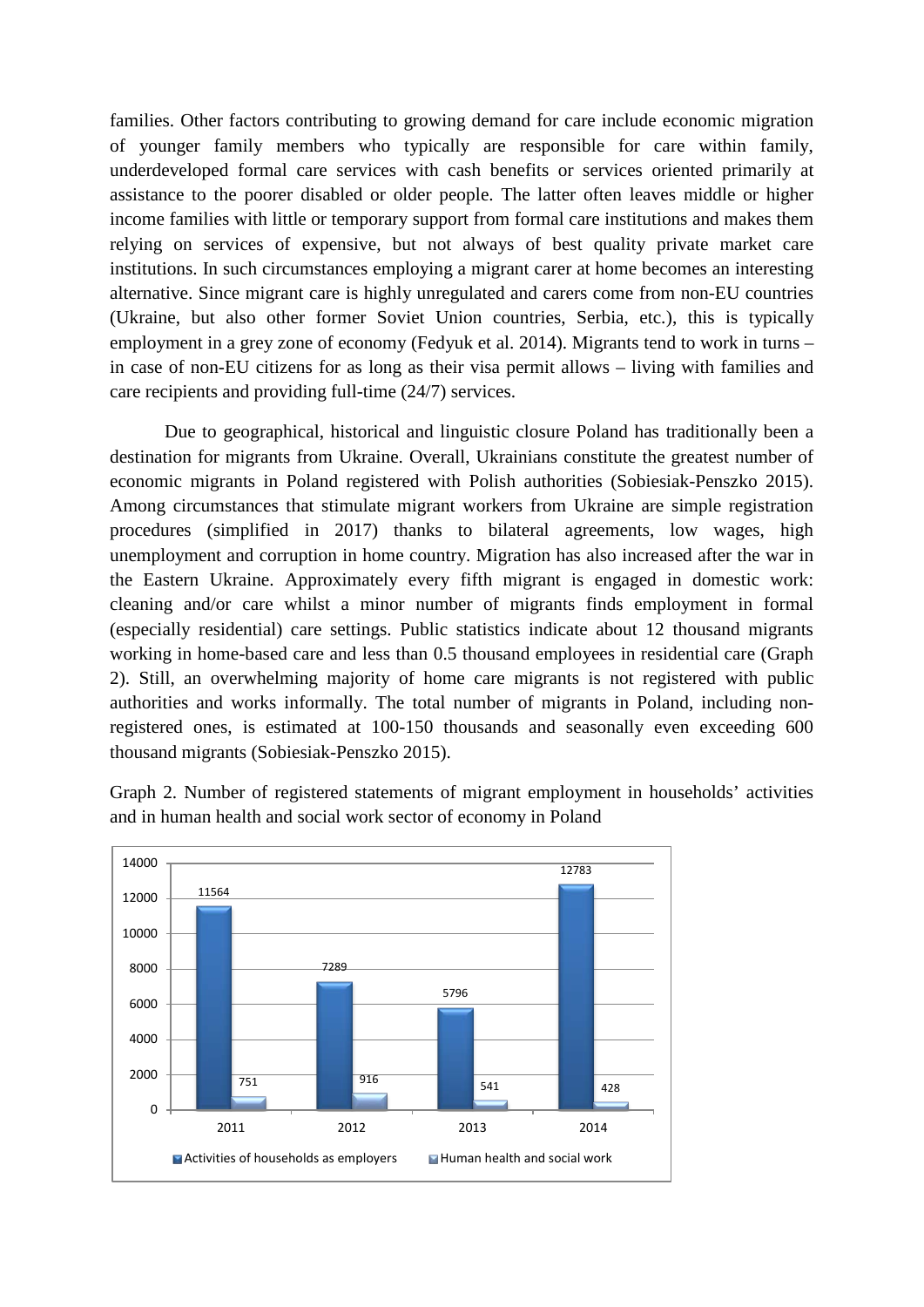families. Other factors contributing to growing demand for care include economic migration of younger family members who typically are responsible for care within family, underdeveloped formal care services with cash benefits or services oriented primarily at assistance to the poorer disabled or older people. The latter often leaves middle or higher income families with little or temporary support from formal care institutions and makes them relying on services of expensive, but not always of best quality private market care institutions. In such circumstances employing a migrant carer at home becomes an interesting alternative. Since migrant care is highly unregulated and carers come from non-EU countries (Ukraine, but also other former Soviet Union countries, Serbia, etc.), this is typically employment in a grey zone of economy (Fedyuk et al. 2014). Migrants tend to work in turns – in case of non-EU citizens for as long as their visa permit allows – living with families and care recipients and providing full-time (24/7) services.

Due to geographical, historical and linguistic closure Poland has traditionally been a destination for migrants from Ukraine. Overall, Ukrainians constitute the greatest number of economic migrants in Poland registered with Polish authorities (Sobiesiak-Penszko 2015). Among circumstances that stimulate migrant workers from Ukraine are simple registration procedures (simplified in 2017) thanks to bilateral agreements, low wages, high unemployment and corruption in home country. Migration has also increased after the war in the Eastern Ukraine. Approximately every fifth migrant is engaged in domestic work: cleaning and/or care whilst a minor number of migrants finds employment in formal (especially residential) care settings. Public statistics indicate about 12 thousand migrants working in home-based care and less than 0.5 thousand employees in residential care (Graph 2). Still, an overwhelming majority of home care migrants is not registered with public authorities and works informally. The total number of migrants in Poland, including non-registered ones, is estimated at 100-150 thousands and seasonally even exceeding 600 thousand migrants (Sobiesiak-Penszko 2015).

Graph 2. Number of registered statements of migrant employment in households' activities and in human health and social work sector of economy in Poland

| Year | Activities of households as employers | Human health and social work |
|---|---|---|
| 2011 | 11564 | 751 |
| 2012 | 7289 | 916 |
| 2013 | 5796 | 541 |
| 2014 | 12783 | 428 |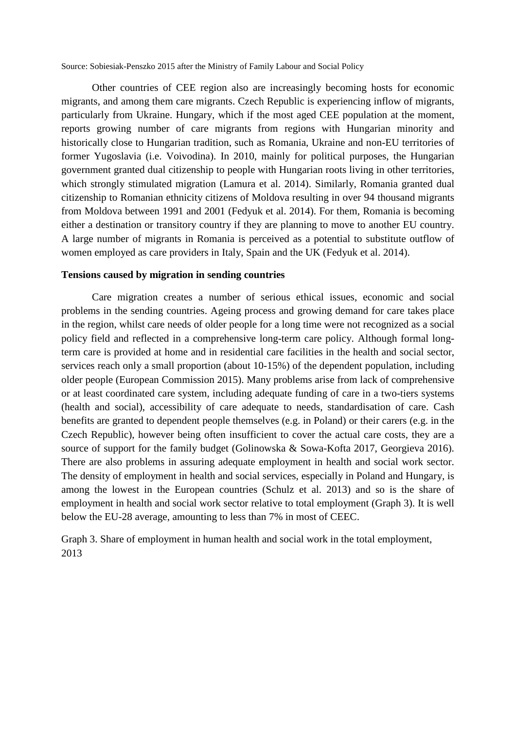Source: Sobiesiak-Penszko 2015 after the Ministry of Family Labour and Social Policy

Other countries of CEE region also are increasingly becoming hosts for economic migrants, and among them care migrants. Czech Republic is experiencing inflow of migrants, particularly from Ukraine. Hungary, which if the most aged CEE population at the moment, reports growing number of care migrants from regions with Hungarian minority and historically close to Hungarian tradition, such as Romania, Ukraine and non-EU territories of former Yugoslavia (i.e. Voivodina). In 2010, mainly for political purposes, the Hungarian government granted dual citizenship to people with Hungarian roots living in other territories, which strongly stimulated migration (Lamura et al. 2014). Similarly, Romania granted dual citizenship to Romanian ethnicity citizens of Moldova resulting in over 94 thousand migrants from Moldova between 1991 and 2001 (Fedyuk et al. 2014). For them, Romania is becoming either a destination or transitory country if they are planning to move to another EU country. A large number of migrants in Romania is perceived as a potential to substitute outflow of women employed as care providers in Italy, Spain and the UK (Fedyuk et al. 2014).

**Tensions caused by migration in sending countries**

Care migration creates a number of serious ethical issues, economic and social problems in the sending countries. Ageing process and growing demand for care takes place in the region, whilst care needs of older people for a long time were not recognized as a social policy field and reflected in a comprehensive long-term care policy. Although formal long-term care is provided at home and in residential care facilities in the health and social sector, services reach only a small proportion (about 10-15%) of the dependent population, including older people (European Commission 2015). Many problems arise from lack of comprehensive or at least coordinated care system, including adequate funding of care in a two-tiers systems (health and social), accessibility of care adequate to needs, standardisation of care. Cash benefits are granted to dependent people themselves (e.g. in Poland) or their carers (e.g. in the Czech Republic), however being often insufficient to cover the actual care costs, they are a source of support for the family budget (Golinowska & Sowa-Kofta 2017, Georgieva 2016). There are also problems in assuring adequate employment in health and social work sector. The density of employment in health and social services, especially in Poland and Hungary, is among the lowest in the European countries (Schulz et al. 2013) and so is the share of employment in health and social work sector relative to total employment (Graph 3). It is well below the EU-28 average, amounting to less than 7% in most of CEEC.

Graph 3. Share of employment in human health and social work in the total employment, 2013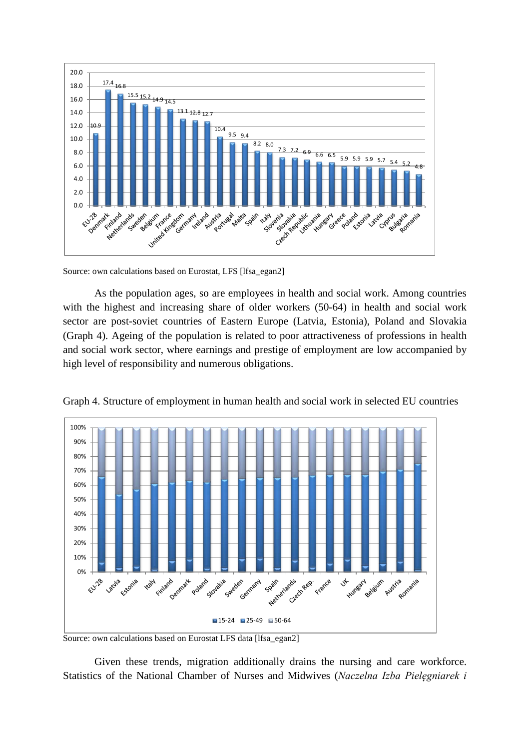Source: own calculations based on Eurostat, LFS [lfsa_egan2]

As the population ages, so are employees in health and social work. Among countries with the highest and increasing share of older workers (50-64) in health and social work sector are post-soviet countries of Eastern Europe (Latvia, Estonia), Poland and Slovakia (Graph 4). Ageing of the population is related to poor attractiveness of professions in health and social work sector, where earnings and prestige of employment are low accompanied by high level of responsibility and numerous obligations.

Graph 4. Structure of employment in human health and social work in selected EU countries

Source: own calculations based on Eurostat LFS data [lfsa_egan2]

Given these trends, migration additionally drains the nursing and care workforce. Statistics of the National Chamber of Nurses and Midwives (*Naczelna Izba Pielęgniarek i*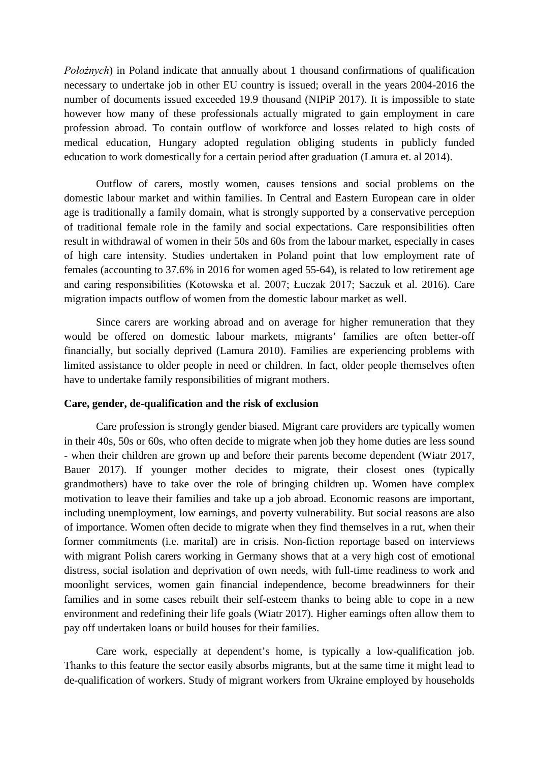*Położnych*) in Poland indicate that annually about 1 thousand confirmations of qualification necessary to undertake job in other EU country is issued; overall in the years 2004-2016 the number of documents issued exceeded 19.9 thousand (NIPiP 2017). It is impossible to state however how many of these professionals actually migrated to gain employment in care profession abroad. To contain outflow of workforce and losses related to high costs of medical education, Hungary adopted regulation obliging students in publicly funded education to work domestically for a certain period after graduation (Lamura et. al 2014).

Outflow of carers, mostly women, causes tensions and social problems on the domestic labour market and within families. In Central and Eastern European care in older age is traditionally a family domain, what is strongly supported by a conservative perception of traditional female role in the family and social expectations. Care responsibilities often result in withdrawal of women in their 50s and 60s from the labour market, especially in cases of high care intensity. Studies undertaken in Poland point that low employment rate of females (accounting to 37.6% in 2016 for women aged 55-64), is related to low retirement age and caring responsibilities (Kotowska et al. 2007; Łuczak 2017; Saczuk et al. 2016). Care migration impacts outflow of women from the domestic labour market as well.

Since carers are working abroad and on average for higher remuneration that they would be offered on domestic labour markets, migrants' families are often better-off financially, but socially deprived (Lamura 2010). Families are experiencing problems with limited assistance to older people in need or children. In fact, older people themselves often have to undertake family responsibilities of migrant mothers.

**Care, gender, de-qualification and the risk of exclusion**

Care profession is strongly gender biased. Migrant care providers are typically women in their 40s, 50s or 60s, who often decide to migrate when job they home duties are less sound - when their children are grown up and before their parents become dependent (Wiatr 2017, Bauer 2017). If younger mother decides to migrate, their closest ones (typically grandmothers) have to take over the role of bringing children up. Women have complex motivation to leave their families and take up a job abroad. Economic reasons are important, including unemployment, low earnings, and poverty vulnerability. But social reasons are also of importance. Women often decide to migrate when they find themselves in a rut, when their former commitments (i.e. marital) are in crisis. Non-fiction reportage based on interviews with migrant Polish carers working in Germany shows that at a very high cost of emotional distress, social isolation and deprivation of own needs, with full-time readiness to work and moonlight services, women gain financial independence, become breadwinners for their families and in some cases rebuilt their self-esteem thanks to being able to cope in a new environment and redefining their life goals (Wiatr 2017). Higher earnings often allow them to pay off undertaken loans or build houses for their families.

Care work, especially at dependent's home, is typically a low-qualification job. Thanks to this feature the sector easily absorbs migrants, but at the same time it might lead to de-qualification of workers. Study of migrant workers from Ukraine employed by households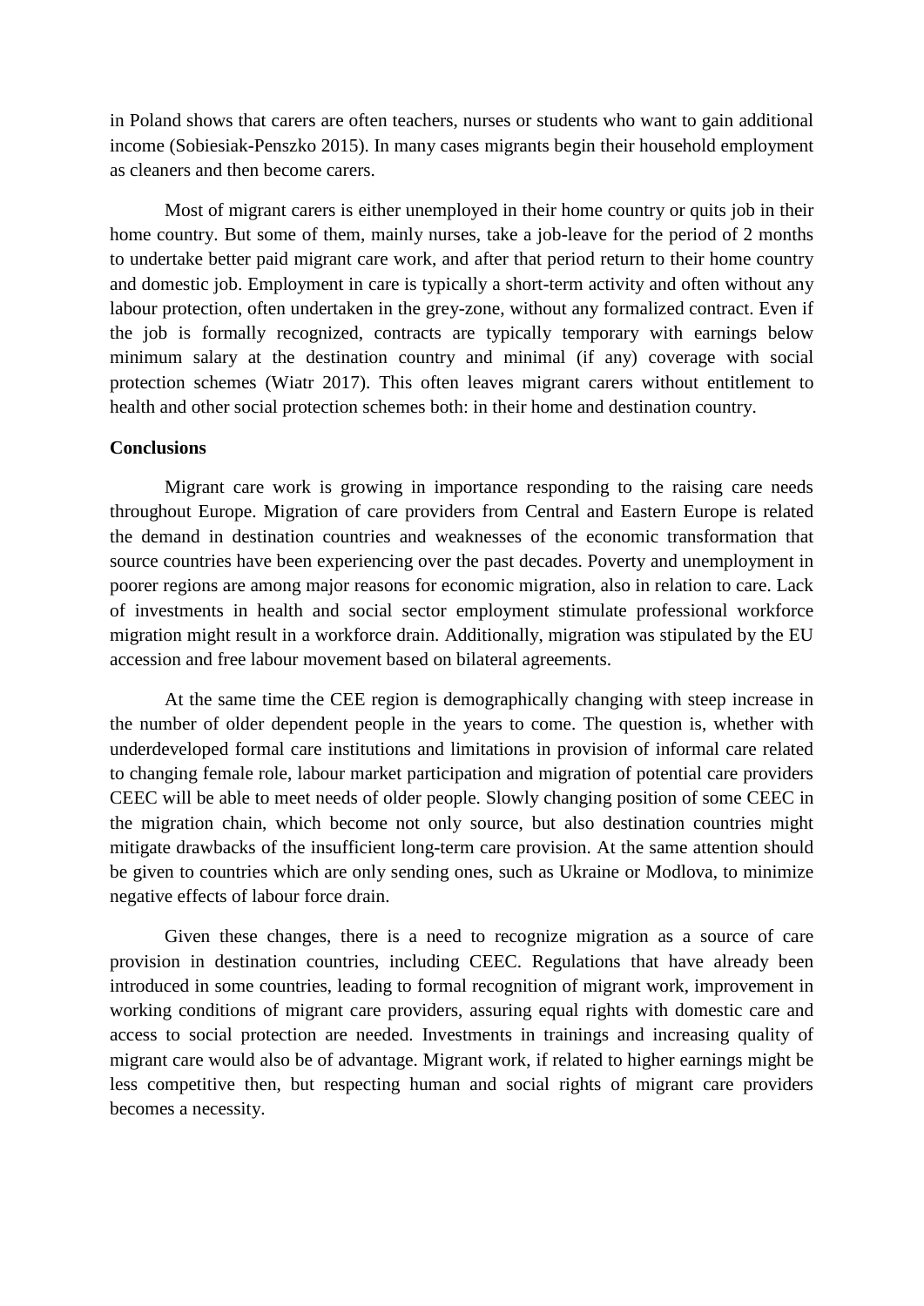in Poland shows that carers are often teachers, nurses or students who want to gain additional income (Sobiesiak-Penszko 2015). In many cases migrants begin their household employment as cleaners and then become carers.

Most of migrant carers is either unemployed in their home country or quits job in their home country. But some of them, mainly nurses, take a job-leave for the period of 2 months to undertake better paid migrant care work, and after that period return to their home country and domestic job. Employment in care is typically a short-term activity and often without any labour protection, often undertaken in the grey-zone, without any formalized contract. Even if the job is formally recognized, contracts are typically temporary with earnings below minimum salary at the destination country and minimal (if any) coverage with social protection schemes (Wiatr 2017). This often leaves migrant carers without entitlement to health and other social protection schemes both: in their home and destination country.

**Conclusions**

Migrant care work is growing in importance responding to the raising care needs throughout Europe. Migration of care providers from Central and Eastern Europe is related the demand in destination countries and weaknesses of the economic transformation that source countries have been experiencing over the past decades. Poverty and unemployment in poorer regions are among major reasons for economic migration, also in relation to care. Lack of investments in health and social sector employment stimulate professional workforce migration might result in a workforce drain. Additionally, migration was stipulated by the EU accession and free labour movement based on bilateral agreements.

At the same time the CEE region is demographically changing with steep increase in the number of older dependent people in the years to come. The question is, whether with underdeveloped formal care institutions and limitations in provision of informal care related to changing female role, labour market participation and migration of potential care providers CEEC will be able to meet needs of older people. Slowly changing position of some CEEC in the migration chain, which become not only source, but also destination countries might mitigate drawbacks of the insufficient long-term care provision. At the same attention should be given to countries which are only sending ones, such as Ukraine or Modlova, to minimize negative effects of labour force drain.

Given these changes, there is a need to recognize migration as a source of care provision in destination countries, including CEEC. Regulations that have already been introduced in some countries, leading to formal recognition of migrant work, improvement in working conditions of migrant care providers, assuring equal rights with domestic care and access to social protection are needed. Investments in trainings and increasing quality of migrant care would also be of advantage. Migrant work, if related to higher earnings might be less competitive then, but respecting human and social rights of migrant care providers becomes a necessity.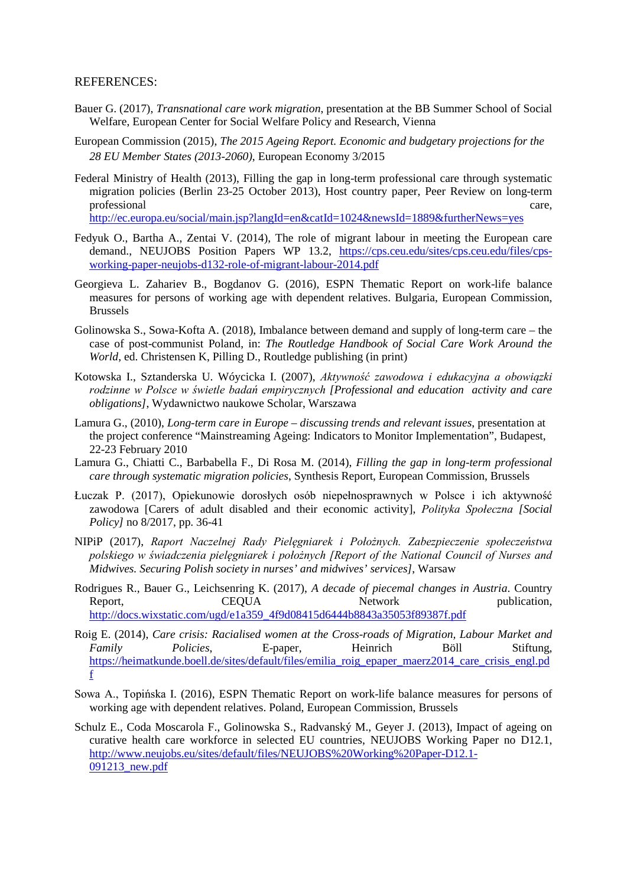REFERENCES:

Bauer G. (2017), *Transnational care work migration*, presentation at the BB Summer School of Social Welfare, European Center for Social Welfare Policy and Research, Vienna

European Commission (2015), *The 2015 Ageing Report. Economic and budgetary projections for the 28 EU Member States (2013-2060)*, European Economy 3/2015

Federal Ministry of Health (2013), Filling the gap in long-term professional care through systematic migration policies (Berlin 23-25 October 2013), Host country paper, Peer Review on long-term professional care, http://ec.europa.eu/social/main.jsp?langId=en&catId=1024&newsId=1889&furtherNews=yes

Fedyuk O., Bartha A., Zentai V. (2014), The role of migrant labour in meeting the European care demand., NEUJOBS Position Papers WP 13.2, https://cps.ceu.edu/sites/cps.ceu.edu/files/cps-working-paper-neujobs-d132-role-of-migrant-labour-2014.pdf

Georgieva L. Zahariev B., Bogdanov G. (2016), ESPN Thematic Report on work-life balance measures for persons of working age with dependent relatives. Bulgaria, European Commission, Brussels

Golinowska S., Sowa-Kofta A. (2018), Imbalance between demand and supply of long-term care – the case of post-communist Poland, in: *The Routledge Handbook of Social Care Work Around the World*, ed. Christensen K, Pilling D., Routledge publishing (in print)

Kotowska I., Sztanderska U. Wóycicka I. (2007), *Aktywność zawodowa i edukacyjna a obowiązki rodzinne w Polsce w świetle badań empirycznych [Professional and education activity and care obligations]*, Wydawnictwo naukowe Scholar, Warszawa

Lamura G., (2010), *Long-term care in Europe – discussing trends and relevant issues*, presentation at the project conference "Mainstreaming Ageing: Indicators to Monitor Implementation", Budapest, 22-23 February 2010

Lamura G., Chiatti C., Barbabella F., Di Rosa M. (2014), *Filling the gap in long-term professional care through systematic migration policies*, Synthesis Report, European Commission, Brussels

Łuczak P. (2017), Opiekunowie dorosłych osób niepełnosprawnych w Polsce i ich aktywność zawodowa [Carers of adult disabled and their economic activity], *Polityka Społeczna [Social Policy]* no 8/2017, pp. 36-41

NIPiP (2017), *Raport Naczelnej Rady Pielęgniarek i Położnych. Zabezpieczenie społeczeństwa polskiego w świadczenia pielęgniarek i położnych [Report of the National Council of Nurses and Midwives. Securing Polish society in nurses' and midwives' services]*, Warsaw

Rodrigues R., Bauer G., Leichsenring K. (2017), *A decade of piecemal changes in Austria*. Country Report, CEQUA Network publication, http://docs.wixstatic.com/ugd/e1a359_4f9d08415d6444b8843a35053f89387f.pdf

Roig E. (2014), *Care crisis: Racialised women at the Cross-roads of Migration, Labour Market and Family Policies*, E-paper, Heinrich Böll Stiftung, https://heimatkunde.boell.de/sites/default/files/emilia_roig_epaper_maerz2014_care_crisis_engl.pdf

Sowa A., Topińska I. (2016), ESPN Thematic Report on work-life balance measures for persons of working age with dependent relatives. Poland, European Commission, Brussels

Schulz E., Coda Moscarola F., Golinowska S., Radvanský M., Geyer J. (2013), Impact of ageing on curative health care workforce in selected EU countries, NEUJOBS Working Paper no D12.1, http://www.neujobs.eu/sites/default/files/NEUJOBS%20Working%20Paper-D12.1-091213_new.pdf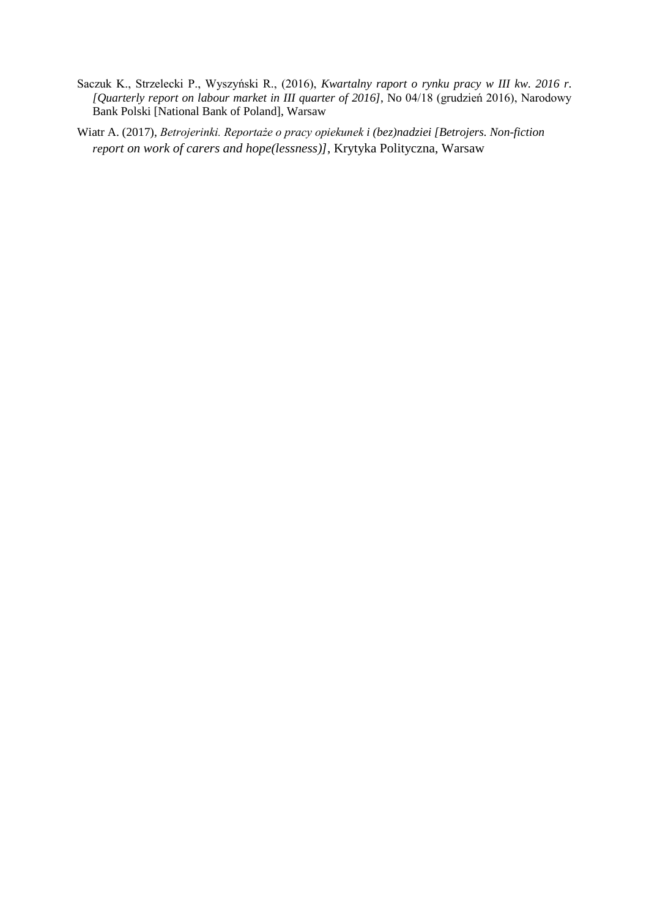Saczuk K., Strzelecki P., Wyszyński R., (2016), *Kwartalny raport o rynku pracy w III kw. 2016 r. [Quarterly report on labour market in III quarter of 2016]*, No 04/18 (grudzień 2016), Narodowy Bank Polski [National Bank of Poland], Warsaw

Wiatr A. (2017), *Betrojerinki. Reportaże o pracy opiekunek i (bez)nadziei [Betrojers. Non-fiction report on work of carers and hope(lessness)]*, Krytyka Polityczna, Warsaw